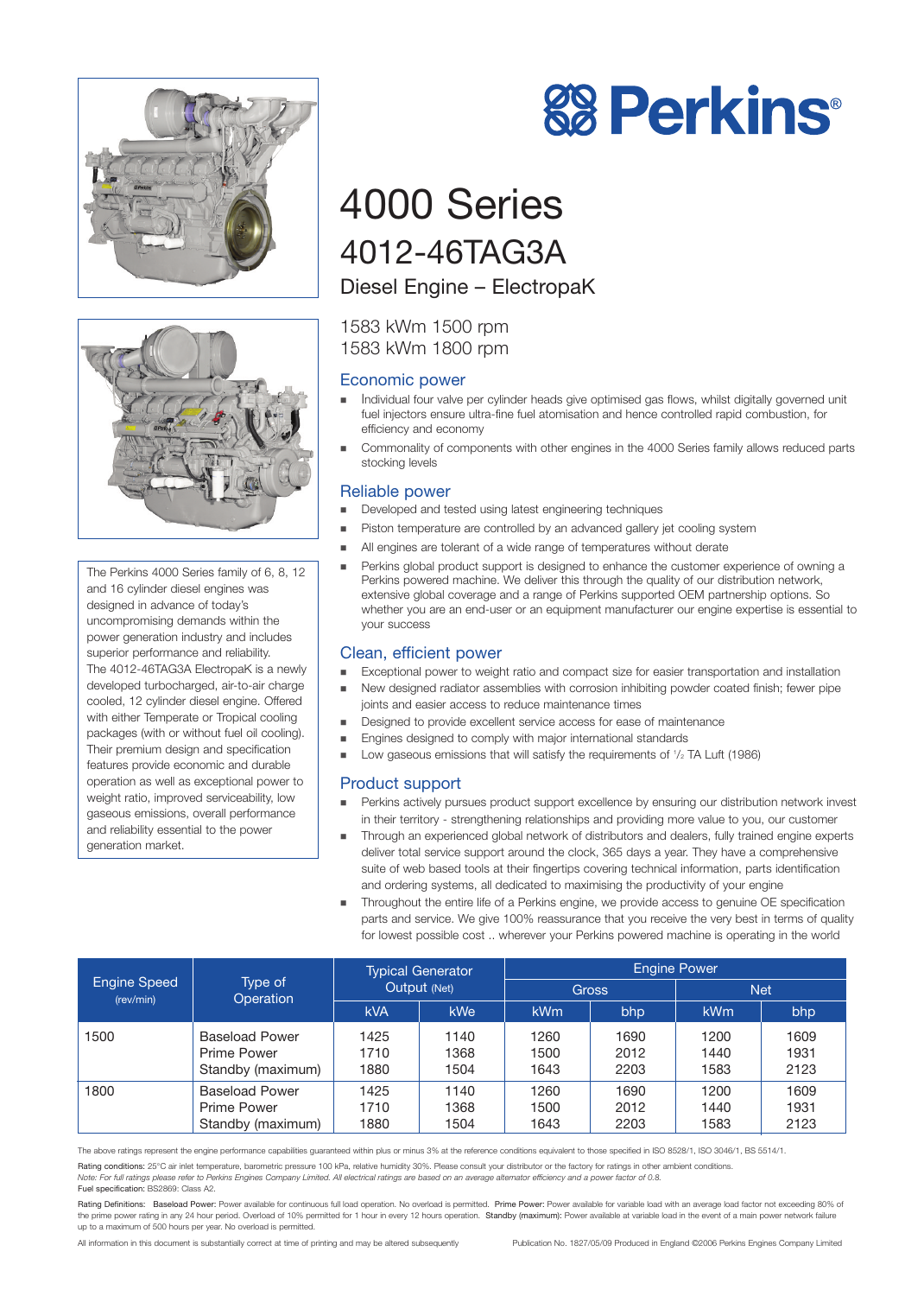# Perkins

# 4000 Series

## 4012-46TAG3A

### Diesel Engine – ElectropaK

1583 kWm 1500 rpm
1583 kWm 1800 rpm

The Perkins 4000 Series family of 6, 8, 12 and 16 cylinder diesel engines was designed in advance of today's uncompromising demands within the power generation industry and includes superior performance and reliability.
The 4012-46TAG3A ElectropaK is a newly developed turbocharged, air-to-air charge cooled, 12 cylinder diesel engine. Offered with either Temperate or Tropical cooling packages (with or without fuel oil cooling). Their premium design and specification features provide economic and durable operation as well as exceptional power to weight ratio, improved serviceability, low gaseous emissions, overall performance and reliability essential to the power generation market.

## Economic power

- Individual four valve per cylinder heads give optimised gas flows, whilst digitally governed unit fuel injectors ensure ultra-fine fuel atomisation and hence controlled rapid combustion, for efficiency and economy
- Commonality of components with other engines in the 4000 Series family allows reduced parts stocking levels

## Reliable power

- Developed and tested using latest engineering techniques
- Piston temperature are controlled by an advanced gallery jet cooling system
- All engines are tolerant of a wide range of temperatures without derate
- Perkins global product support is designed to enhance the customer experience of owning a Perkins powered machine. We deliver this through the quality of our distribution network, extensive global coverage and a range of Perkins supported OEM partnership options. So whether you are an end-user or an equipment manufacturer our engine expertise is essential to your success

## Clean, efficient power

- Exceptional power to weight ratio and compact size for easier transportation and installation
- New designed radiator assemblies with corrosion inhibiting powder coated finish; fewer pipe joints and easier access to reduce maintenance times
- Designed to provide excellent service access for ease of maintenance
- Engines designed to comply with major international standards
- Low gaseous emissions that will satisfy the requirements of 1/2 TA Luft (1986)

## Product support

- Perkins actively pursues product support excellence by ensuring our distribution network invest in their territory - strengthening relationships and providing more value to you, our customer
- Through an experienced global network of distributors and dealers, fully trained engine experts deliver total service support around the clock, 365 days a year. They have a comprehensive suite of web based tools at their fingertips covering technical information, parts identification and ordering systems, all dedicated to maximising the productivity of your engine
- Throughout the entire life of a Perkins engine, we provide access to genuine OE specification parts and service. We give 100% reassurance that you receive the very best in terms of quality for lowest possible cost .. wherever your Perkins powered machine is operating in the world

| Engine Speed (rev/min) | Type of Operation | Typical Generator Output (Net) | | Engine Power | | | |
|---|---|---|---|---|---|---|---|
| | | | | Gross | | Net | |
| | | kVA | kWe | kWm | bhp | kWm | bhp |
| 1500 | Baseload Power | 1425 | 1140 | 1260 | 1690 | 1200 | 1609 |
| | Prime Power | 1710 | 1368 | 1500 | 2012 | 1440 | 1931 |
| | Standby (maximum) | 1880 | 1504 | 1643 | 2203 | 1583 | 2123 |
| 1800 | Baseload Power | 1425 | 1140 | 1260 | 1690 | 1200 | 1609 |
| | Prime Power | 1710 | 1368 | 1500 | 2012 | 1440 | 1931 |
| | Standby (maximum) | 1880 | 1504 | 1643 | 2203 | 1583 | 2123 |

The above ratings represent the engine performance capabilities guaranteed within plus or minus 3% at the reference conditions equivalent to those specified in ISO 8528/1, ISO 3046/1, BS 5514/1.

Rating conditions: 25°C air inlet temperature, barometric pressure 100 kPa, relative humidity 30%. Please consult your distributor or the factory for ratings in other ambient conditions.
*Note: For full ratings please refer to Perkins Engines Company Limited. All electrical ratings are based on an average alternator efficiency and a power factor of 0.8.*
Fuel specification: BS2869: Class A2.

Rating Definitions: Baseload Power: Power available for continuous full load operation. No overload is permitted. Prime Power: Power available for variable load with an average load factor not exceeding 80% of the prime power rating in any 24 hour period. Overload of 10% permitted for 1 hour in every 12 hours operation. Standby (maximum): Power available at variable load in the event of a main power network failure up to a maximum of 500 hours per year. No overload is permitted.

All information in this document is substantially correct at time of printing and may be altered subsequently

Publication No. 1827/05/09 Produced in England ©2006 Perkins Engines Company Limited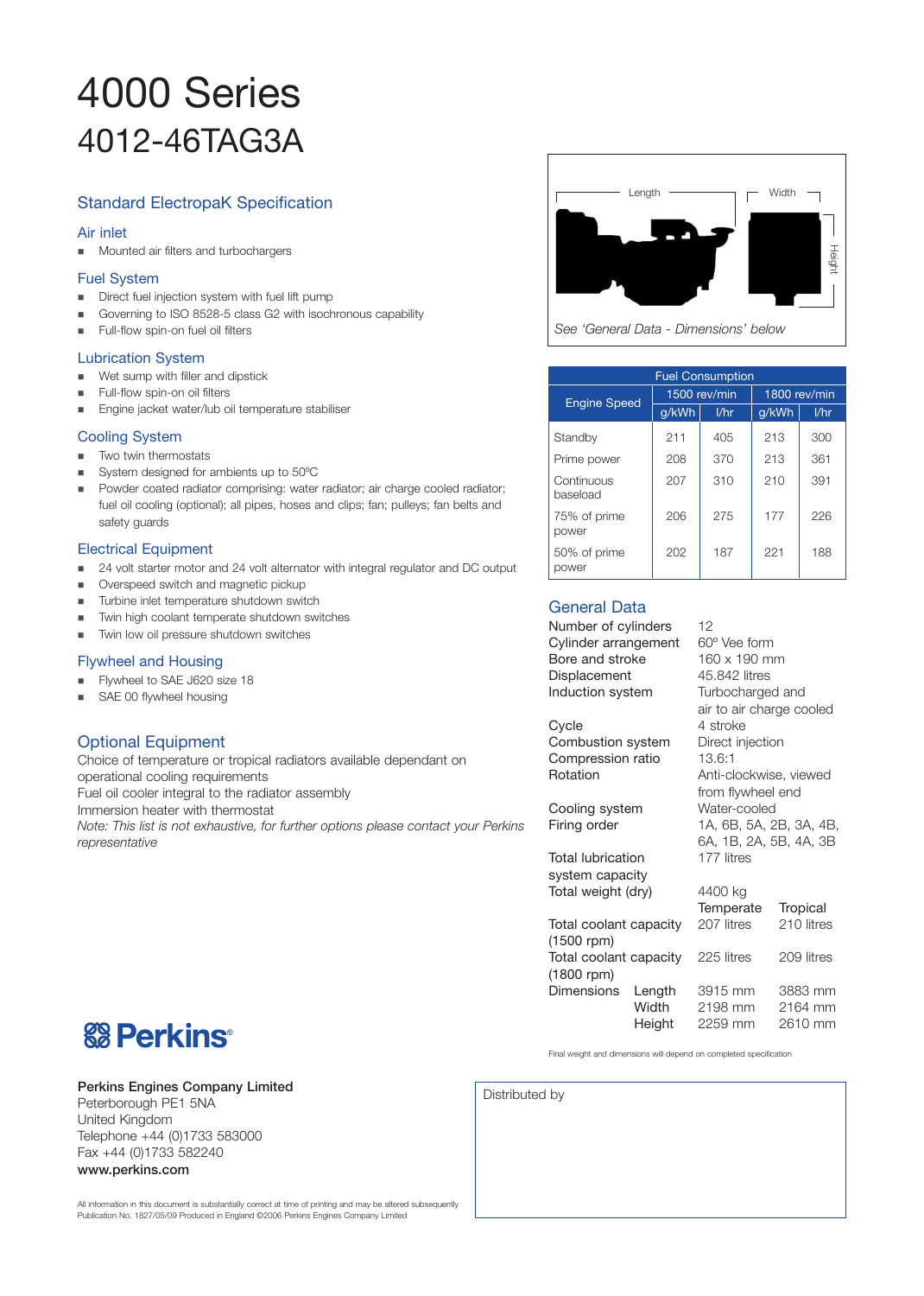# 4000 Series

## 4012-46TAG3A

## Standard ElectropaK Specification

### Air inlet

- Mounted air filters and turbochargers

### Fuel System

- Direct fuel injection system with fuel lift pump
- Governing to ISO 8528-5 class G2 with isochronous capability
- Full-flow spin-on fuel oil filters

### Lubrication System

- Wet sump with filler and dipstick
- Full-flow spin-on oil filters
- Engine jacket water/lub oil temperature stabiliser

### Cooling System

- Two twin thermostats
- System designed for ambients up to 50ºC
- Powder coated radiator comprising: water radiator; air charge cooled radiator; fuel oil cooling (optional); all pipes, hoses and clips; fan; pulleys; fan belts and safety guards

### Electrical Equipment

- 24 volt starter motor and 24 volt alternator with integral regulator and DC output
- Overspeed switch and magnetic pickup
- Turbine inlet temperature shutdown switch
- Twin high coolant temperate shutdown switches
- Twin low oil pressure shutdown switches

### Flywheel and Housing

- Flywheel to SAE J620 size 18
- SAE 00 flywheel housing

## Optional Equipment

Choice of temperature or tropical radiators available dependant on operational cooling requirements

Fuel oil cooler integral to the radiator assembly

Immersion heater with thermostat

*Note: This list is not exhaustive, for further options please contact your Perkins representative*

Length

Width

Height

*See 'General Data - Dimensions' below*

| Fuel Consumption | | | | |
|---|---|---|---|---|
| Engine Speed | 1500 rev/min | | 1800 rev/min | |
| | g/kWh | l/hr | g/kWh | l/hr |
| Standby | 211 | 405 | 213 | 300 |
| Prime power | 208 | 370 | 213 | 361 |
| Continuous baseload | 207 | 310 | 210 | 391 |
| 75% of prime power | 206 | 275 | 177 | 226 |
| 50% of prime power | 202 | 187 | 221 | 188 |

## General Data

| | | | |
|---|---|---|---|
| Number of cylinders | | 12 | |
| Cylinder arrangement | | 60º Vee form | |
| Bore and stroke | | 160 x 190 mm | |
| Displacement | | 45.842 litres | |
| Induction system | | Turbocharged and air to air charge cooled | |
| Cycle | | 4 stroke | |
| Combustion system | | Direct injection | |
| Compression ratio | | 13.6:1 | |
| Rotation | | Anti-clockwise, viewed from flywheel end | |
| Cooling system | | Water-cooled | |
| Firing order | | 1A, 6B, 5A, 2B, 3A, 4B, 6A, 1B, 2A, 5B, 4A, 3B | |
| Total lubrication system capacity | | 177 litres | |
| Total weight (dry) | | 4400 kg | |
| | | Temperate | Tropical |
| Total coolant capacity (1500 rpm) | | 207 litres | 210 litres |
| Total coolant capacity (1800 rpm) | | 225 litres | 209 litres |
| Dimensions | Length | 3915 mm | 3883 mm |
| | Width | 2198 mm | 2164 mm |
| | Height | 2259 mm | 2610 mm |

Final weight and dimensions will depend on completed specification

Perkins

**Perkins Engines Company Limited**
Peterborough PE1 5NA
United Kingdom
Telephone +44 (0)1733 583000
Fax +44 (0)1733 582240
**www.perkins.com**

Distributed by

All information in this document is substantially correct at time of printing and may be altered subsequently
Publication No. 1827/05/09 Produced in England ©2006 Perkins Engines Company Limited